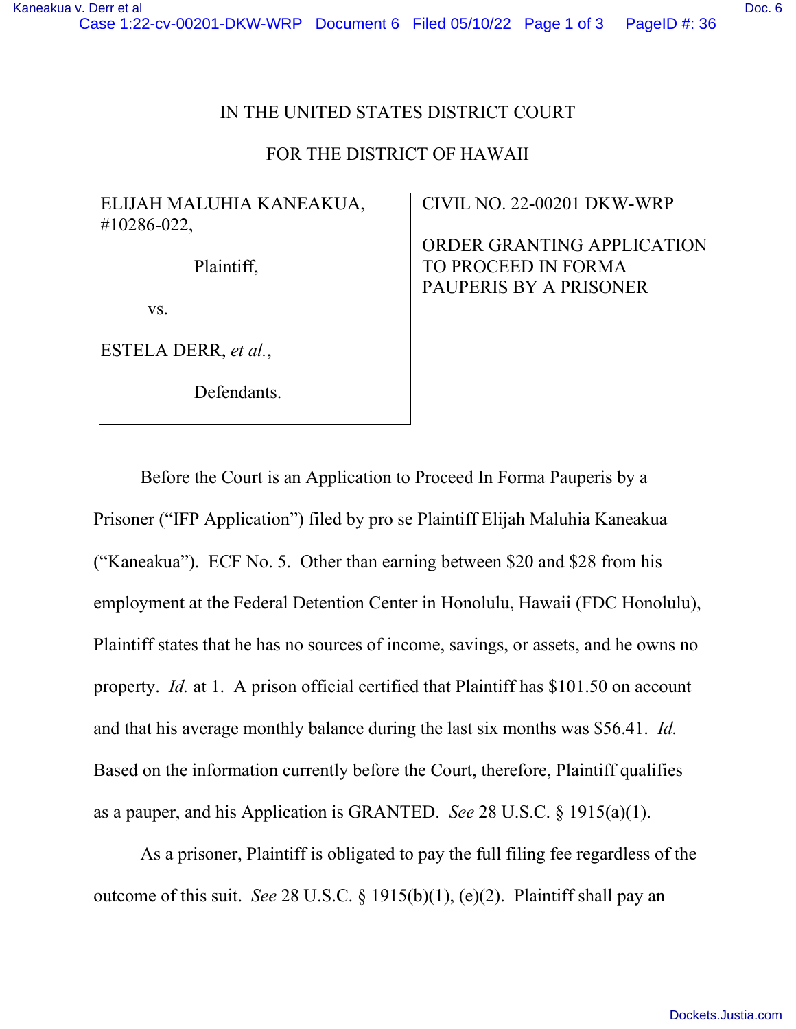IN THE UNITED STATES DISTRICT COURT

FOR THE DISTRICT OF HAWAII

| | |
|---|---|
| ELIJAH MALUHIA KANEAKUA, #10286-022,<br><br>Plaintiff,<br><br>vs.<br><br>ESTELA DERR, *et al.*,<br><br>Defendants. | CIVIL NO. 22-00201 DKW-WRP<br><br>ORDER GRANTING APPLICATION TO PROCEED IN FORMA PAUPERIS BY A PRISONER |

Before the Court is an Application to Proceed In Forma Pauperis by a Prisoner ("IFP Application") filed by pro se Plaintiff Elijah Maluhia Kaneakua ("Kaneakua"). ECF No. 5. Other than earning between $20 and $28 from his employment at the Federal Detention Center in Honolulu, Hawaii (FDC Honolulu), Plaintiff states that he has no sources of income, savings, or assets, and he owns no property. *Id.* at 1. A prison official certified that Plaintiff has $101.50 on account and that his average monthly balance during the last six months was $56.41. *Id.* Based on the information currently before the Court, therefore, Plaintiff qualifies as a pauper, and his Application is GRANTED. *See* 28 U.S.C. § 1915(a)(1).

As a prisoner, Plaintiff is obligated to pay the full filing fee regardless of the outcome of this suit. *See* 28 U.S.C. § 1915(b)(1), (e)(2). Plaintiff shall pay an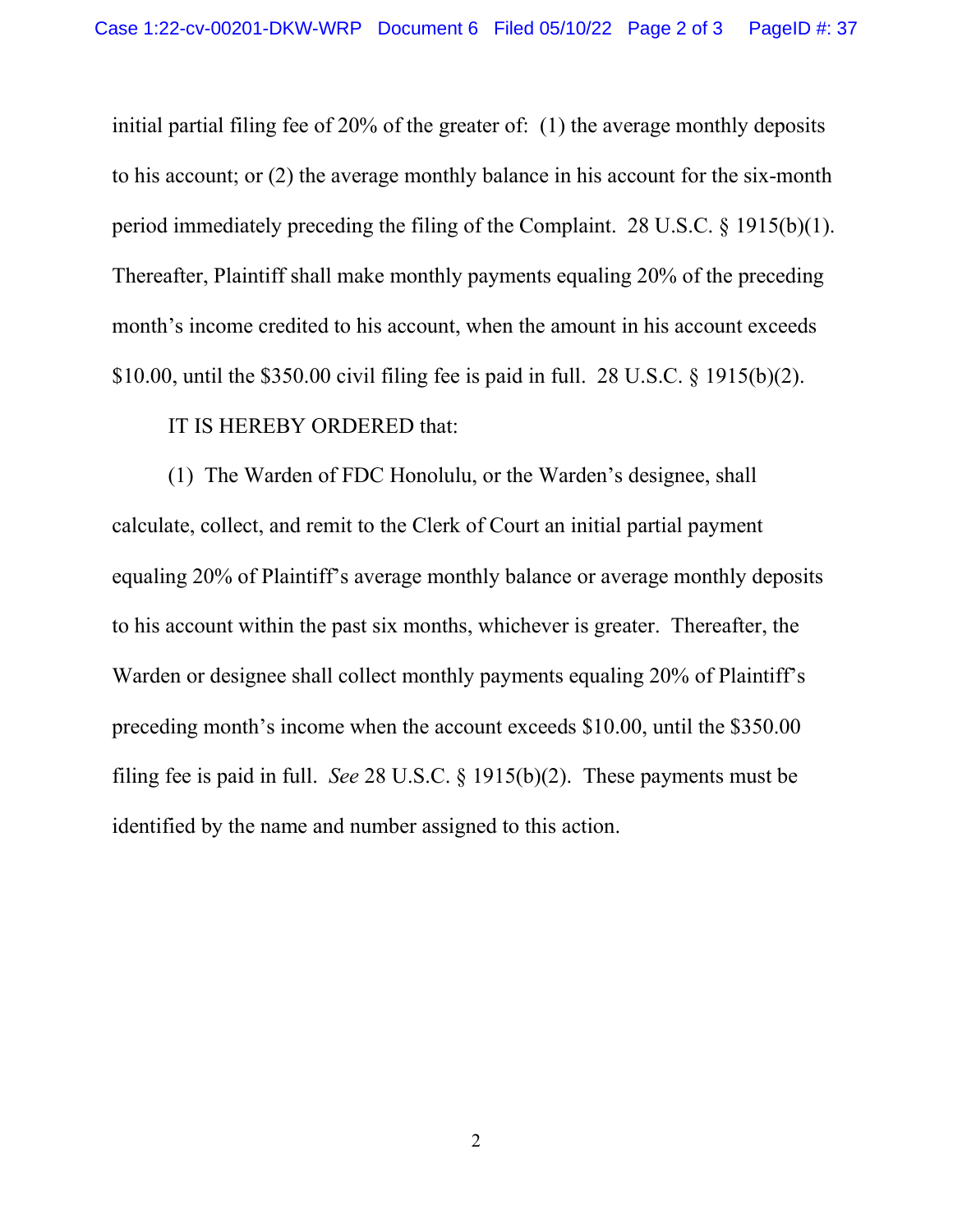initial partial filing fee of 20% of the greater of: (1) the average monthly deposits to his account; or (2) the average monthly balance in his account for the six-month period immediately preceding the filing of the Complaint. 28 U.S.C. § 1915(b)(1). Thereafter, Plaintiff shall make monthly payments equaling 20% of the preceding month's income credited to his account, when the amount in his account exceeds $10.00, until the $350.00 civil filing fee is paid in full. 28 U.S.C. § 1915(b)(2).

IT IS HEREBY ORDERED that:

(1) The Warden of FDC Honolulu, or the Warden's designee, shall calculate, collect, and remit to the Clerk of Court an initial partial payment equaling 20% of Plaintiff's average monthly balance or average monthly deposits to his account within the past six months, whichever is greater. Thereafter, the Warden or designee shall collect monthly payments equaling 20% of Plaintiff's preceding month's income when the account exceeds $10.00, until the $350.00 filing fee is paid in full. *See* 28 U.S.C. § 1915(b)(2). These payments must be identified by the name and number assigned to this action.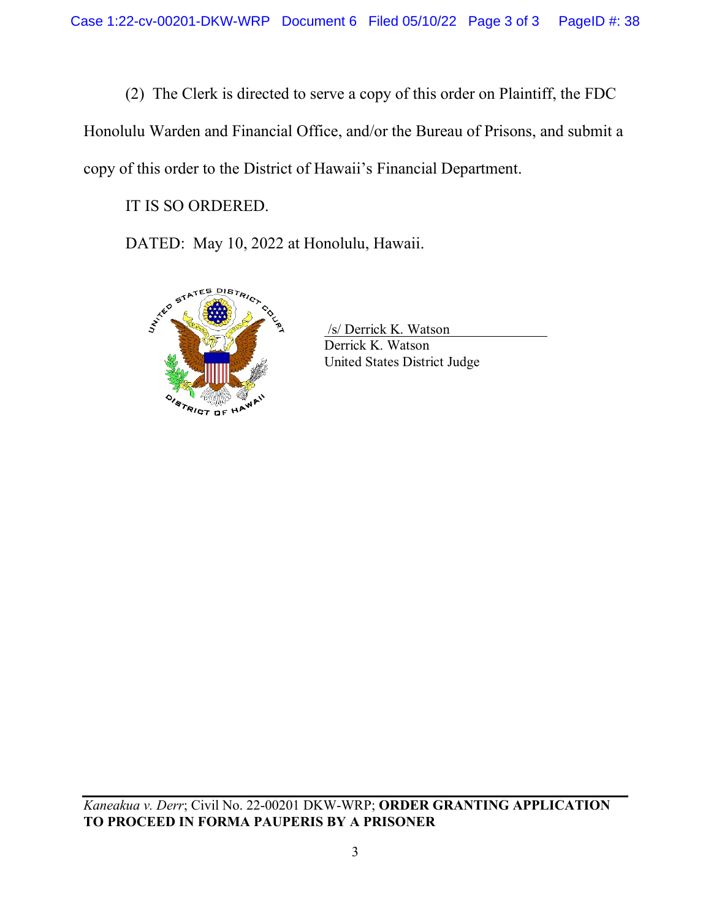(2) The Clerk is directed to serve a copy of this order on Plaintiff, the FDC Honolulu Warden and Financial Office, and/or the Bureau of Prisons, and submit a copy of this order to the District of Hawaii's Financial Department.

IT IS SO ORDERED.

DATED: May 10, 2022 at Honolulu, Hawaii.

/s/ Derrick K. Watson
Derrick K. Watson
United States District Judge

*Kaneakua v. Derr*; Civil No. 22-00201 DKW-WRP; **ORDER GRANTING APPLICATION TO PROCEED IN FORMA PAUPERIS BY A PRISONER**